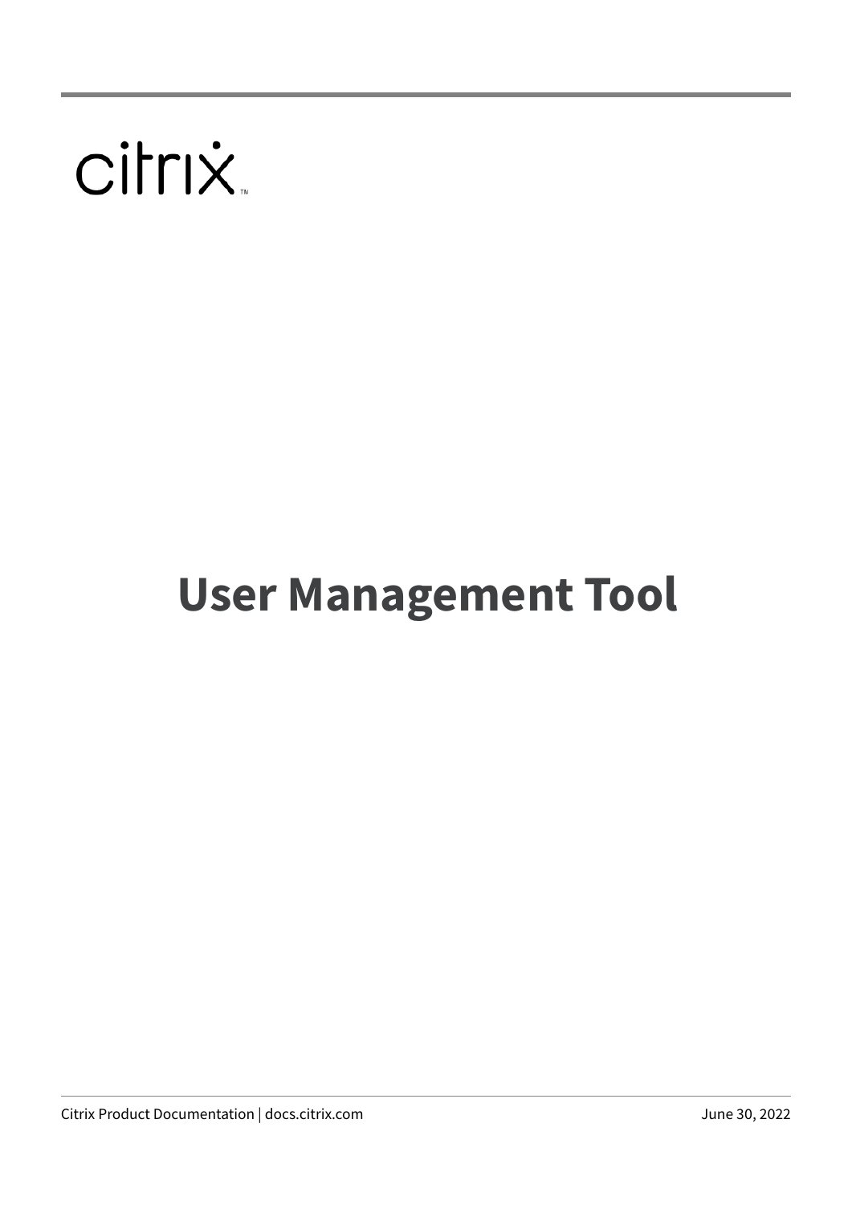# User Management Tool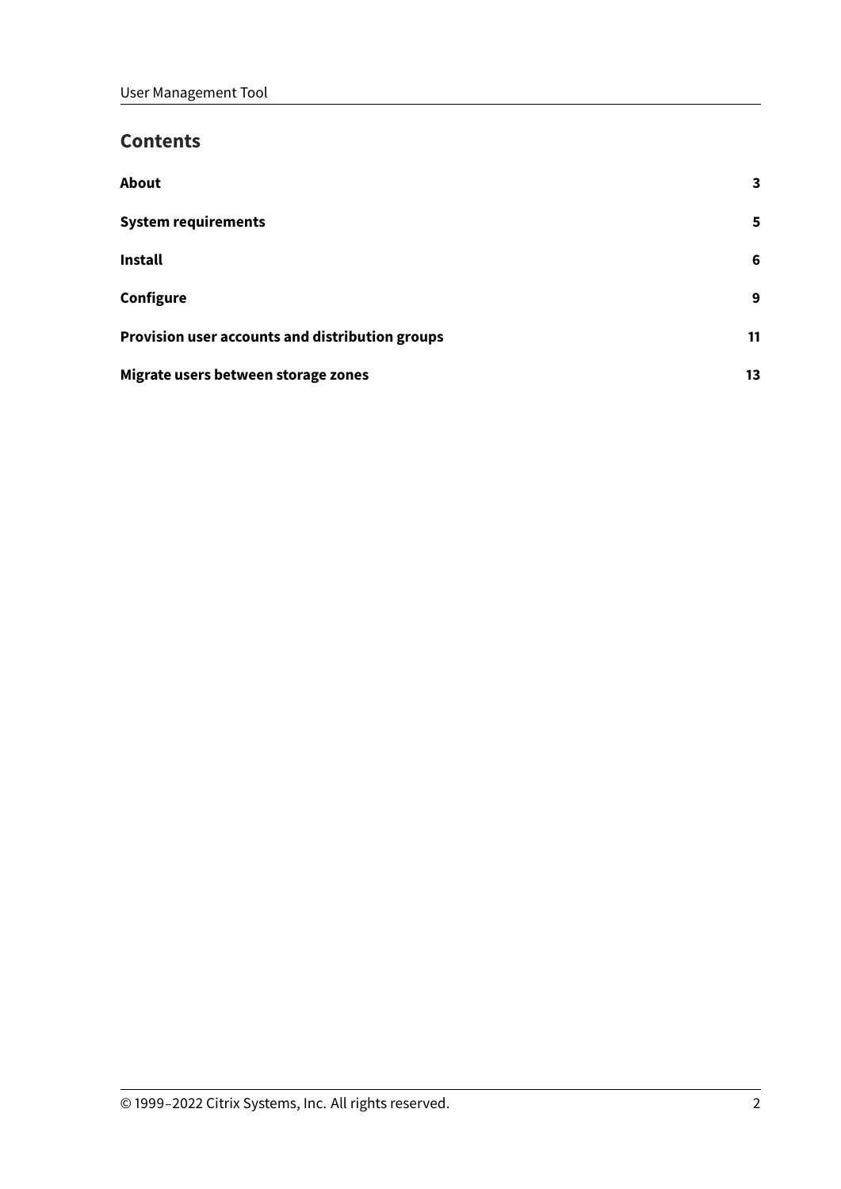## Contents

| | |
|---|---|
| **About** | **3** |
| **System requirements** | **5** |
| **Install** | **6** |
| **Configure** | **9** |
| **Provision user accounts and distribution groups** | **11** |
| **Migrate users between storage zones** | **13** |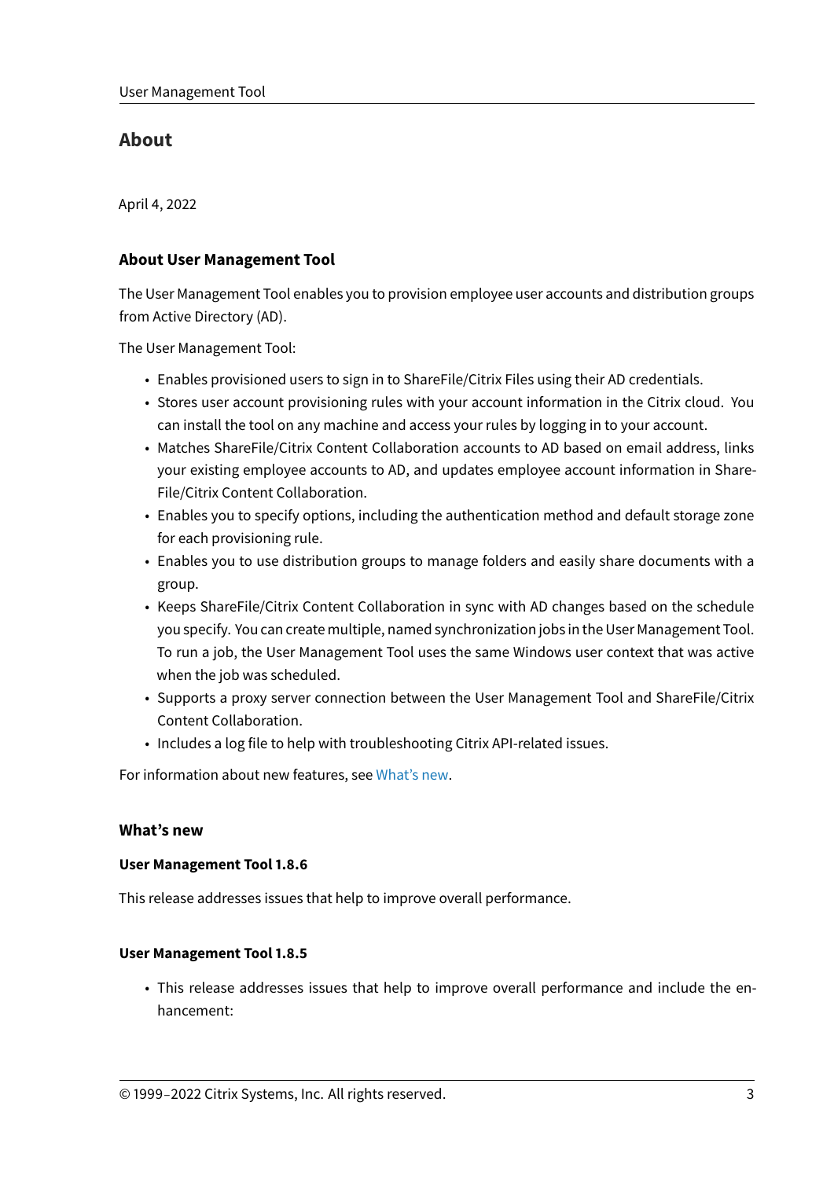# About

April 4, 2022

### About User Management Tool

The User Management Tool enables you to provision employee user accounts and distribution groups from Active Directory (AD).

The User Management Tool:

- Enables provisioned users to sign in to ShareFile/Citrix Files using their AD credentials.
- Stores user account provisioning rules with your account information in the Citrix cloud. You can install the tool on any machine and access your rules by logging in to your account.
- Matches ShareFile/Citrix Content Collaboration accounts to AD based on email address, links your existing employee accounts to AD, and updates employee account information in ShareFile/Citrix Content Collaboration.
- Enables you to specify options, including the authentication method and default storage zone for each provisioning rule.
- Enables you to use distribution groups to manage folders and easily share documents with a group.
- Keeps ShareFile/Citrix Content Collaboration in sync with AD changes based on the schedule you specify. You can create multiple, named synchronization jobs in the User Management Tool. To run a job, the User Management Tool uses the same Windows user context that was active when the job was scheduled.
- Supports a proxy server connection between the User Management Tool and ShareFile/Citrix Content Collaboration.
- Includes a log file to help with troubleshooting Citrix API-related issues.

For information about new features, see What's new.

### What's new

#### User Management Tool 1.8.6

This release addresses issues that help to improve overall performance.

#### User Management Tool 1.8.5

- This release addresses issues that help to improve overall performance and include the enhancement: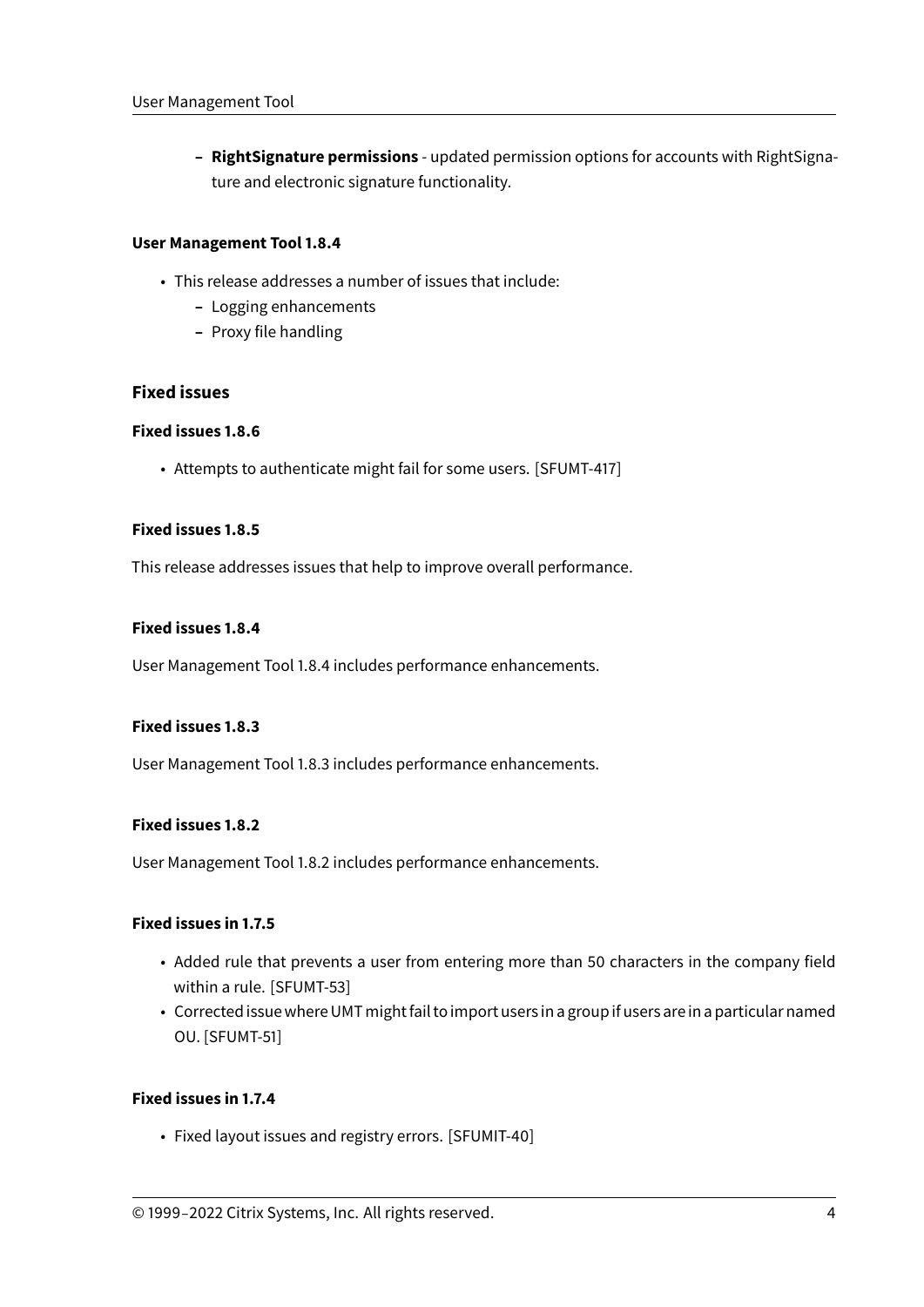- **RightSignature permissions** - updated permission options for accounts with RightSignature and electronic signature functionality.

#### User Management Tool 1.8.4

- This release addresses a number of issues that include:
  - Logging enhancements
  - Proxy file handling

### Fixed issues

#### Fixed issues 1.8.6

- Attempts to authenticate might fail for some users. [SFUMT-417]

#### Fixed issues 1.8.5

This release addresses issues that help to improve overall performance.

#### Fixed issues 1.8.4

User Management Tool 1.8.4 includes performance enhancements.

#### Fixed issues 1.8.3

User Management Tool 1.8.3 includes performance enhancements.

#### Fixed issues 1.8.2

User Management Tool 1.8.2 includes performance enhancements.

#### Fixed issues in 1.7.5

- Added rule that prevents a user from entering more than 50 characters in the company field within a rule. [SFUMT-53]
- Corrected issue where UMT might fail to import users in a group if users are in a particular named OU. [SFUMT-51]

#### Fixed issues in 1.7.4

- Fixed layout issues and registry errors. [SFUMIT-40]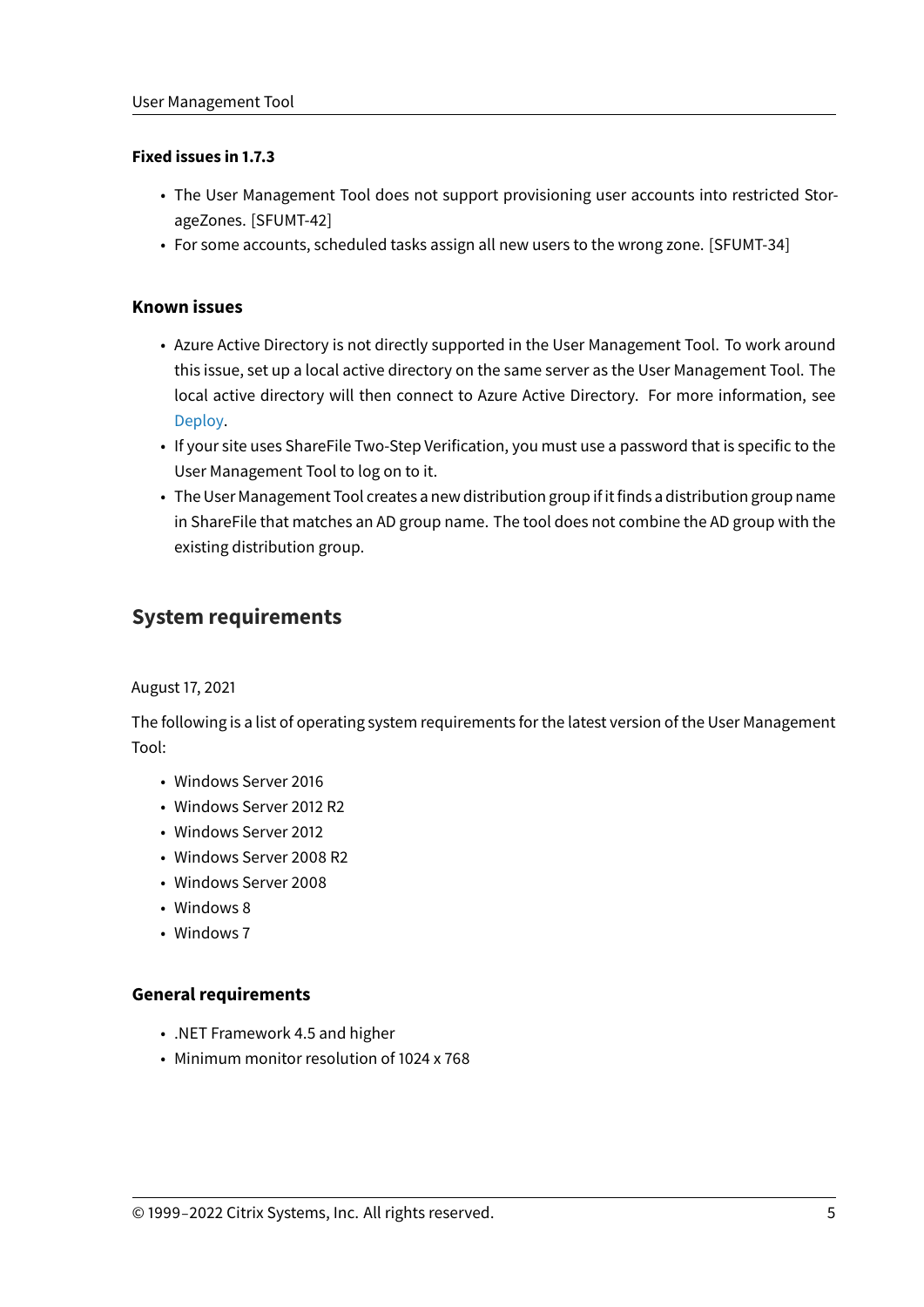#### Fixed issues in 1.7.3

- The User Management Tool does not support provisioning user accounts into restricted StorageZones. [SFUMT-42]
- For some accounts, scheduled tasks assign all new users to the wrong zone. [SFUMT-34]

#### Known issues

- Azure Active Directory is not directly supported in the User Management Tool. To work around this issue, set up a local active directory on the same server as the User Management Tool. The local active directory will then connect to Azure Active Directory. For more information, see Deploy.
- If your site uses ShareFile Two-Step Verification, you must use a password that is specific to the User Management Tool to log on to it.
- The User Management Tool creates a new distribution group if it finds a distribution group name in ShareFile that matches an AD group name. The tool does not combine the AD group with the existing distribution group.

## System requirements

August 17, 2021

The following is a list of operating system requirements for the latest version of the User Management Tool:

- Windows Server 2016
- Windows Server 2012 R2
- Windows Server 2012
- Windows Server 2008 R2
- Windows Server 2008
- Windows 8
- Windows 7

#### General requirements

- .NET Framework 4.5 and higher
- Minimum monitor resolution of 1024 x 768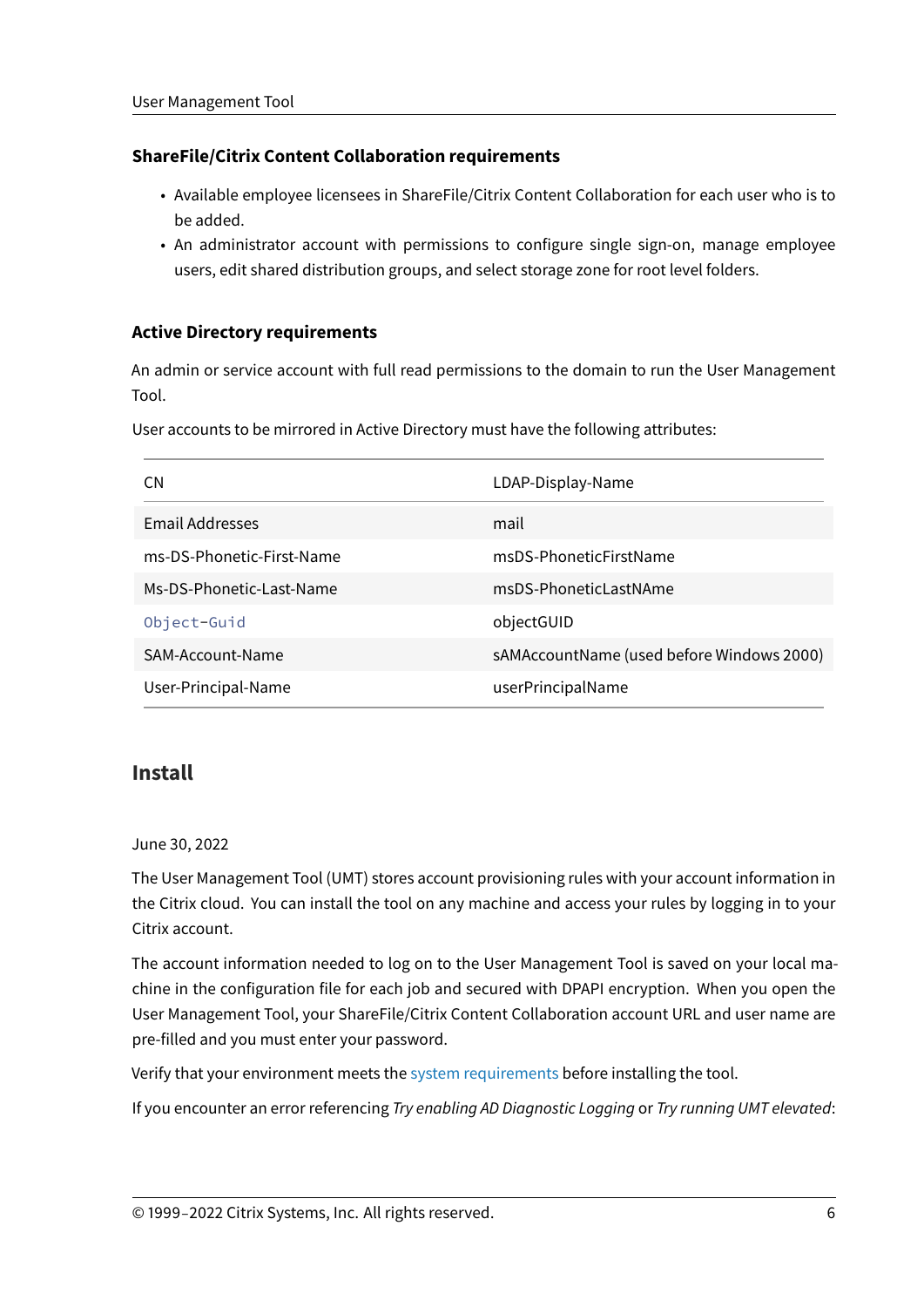### ShareFile/Citrix Content Collaboration requirements

- Available employee licensees in ShareFile/Citrix Content Collaboration for each user who is to be added.
- An administrator account with permissions to configure single sign-on, manage employee users, edit shared distribution groups, and select storage zone for root level folders.

### Active Directory requirements

An admin or service account with full read permissions to the domain to run the User Management Tool.

User accounts to be mirrored in Active Directory must have the following attributes:

| CN | LDAP-Display-Name |
| --- | --- |
| Email Addresses | mail |
| ms-DS-Phonetic-First-Name | msDS-PhoneticFirstName |
| Ms-DS-Phonetic-Last-Name | msDS-PhoneticLastNAme |
| `Object-Guid` | objectGUID |
| SAM-Account-Name | sAMAccountName (used before Windows 2000) |
| User-Principal-Name | userPrincipalName |

## Install

June 30, 2022

The User Management Tool (UMT) stores account provisioning rules with your account information in the Citrix cloud. You can install the tool on any machine and access your rules by logging in to your Citrix account.

The account information needed to log on to the User Management Tool is saved on your local machine in the configuration file for each job and secured with DPAPI encryption. When you open the User Management Tool, your ShareFile/Citrix Content Collaboration account URL and user name are pre-filled and you must enter your password.

Verify that your environment meets the system requirements before installing the tool.

If you encounter an error referencing *Try enabling AD Diagnostic Logging* or *Try running UMT elevated*: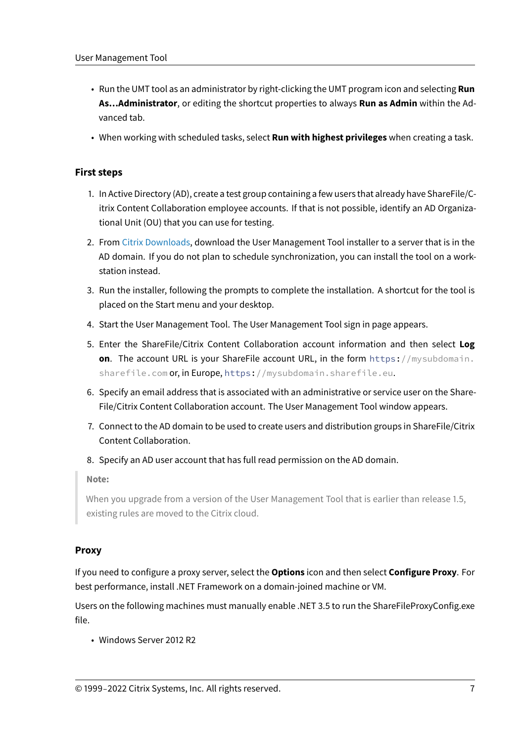- Run the UMT tool as an administrator by right-clicking the UMT program icon and selecting **Run As…Administrator**, or editing the shortcut properties to always **Run as Admin** within the Advanced tab.
- When working with scheduled tasks, select **Run with highest privileges** when creating a task.

### First steps

1. In Active Directory (AD), create a test group containing a few users that already have ShareFile/Citrix Content Collaboration employee accounts. If that is not possible, identify an AD Organizational Unit (OU) that you can use for testing.
2. From Citrix Downloads, download the User Management Tool installer to a server that is in the AD domain. If you do not plan to schedule synchronization, you can install the tool on a workstation instead.
3. Run the installer, following the prompts to complete the installation. A shortcut for the tool is placed on the Start menu and your desktop.
4. Start the User Management Tool. The User Management Tool sign in page appears.
5. Enter the ShareFile/Citrix Content Collaboration account information and then select **Log on**. The account URL is your ShareFile account URL, in the form `https://mysubdomain.sharefile.com` or, in Europe, `https://mysubdomain.sharefile.eu`.
6. Specify an email address that is associated with an administrative or service user on the ShareFile/Citrix Content Collaboration account. The User Management Tool window appears.
7. Connect to the AD domain to be used to create users and distribution groups in ShareFile/Citrix Content Collaboration.
8. Specify an AD user account that has full read permission on the AD domain.

> **Note:**
>
> When you upgrade from a version of the User Management Tool that is earlier than release 1.5, existing rules are moved to the Citrix cloud.

### Proxy

If you need to configure a proxy server, select the **Options** icon and then select **Configure Proxy**. For best performance, install .NET Framework on a domain-joined machine or VM.

Users on the following machines must manually enable .NET 3.5 to run the ShareFileProxyConfig.exe file.

- Windows Server 2012 R2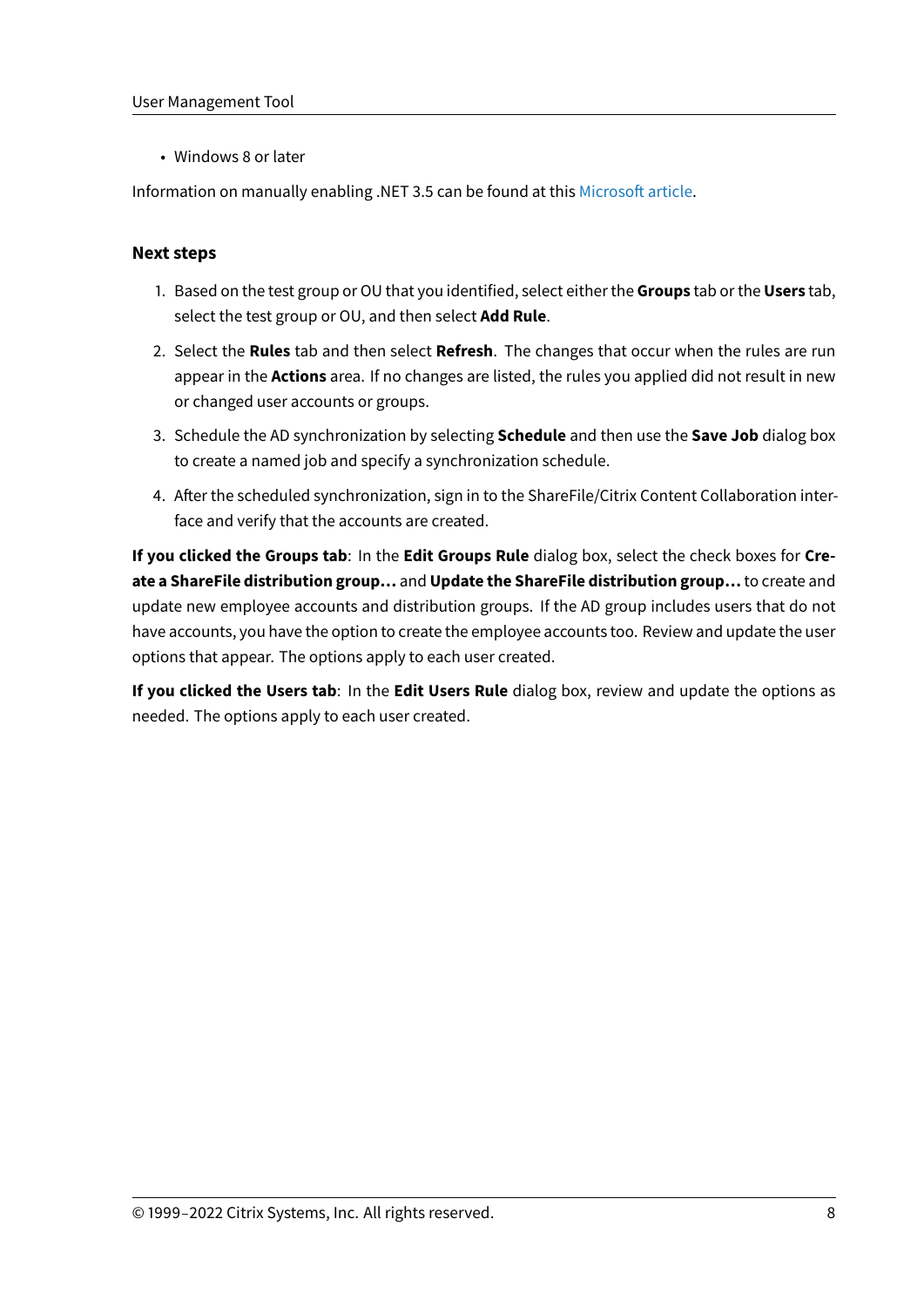- Windows 8 or later

Information on manually enabling .NET 3.5 can be found at this Microsoft article.

### Next steps

1. Based on the test group or OU that you identified, select either the **Groups** tab or the **Users** tab, select the test group or OU, and then select **Add Rule**.
2. Select the **Rules** tab and then select **Refresh**. The changes that occur when the rules are run appear in the **Actions** area. If no changes are listed, the rules you applied did not result in new or changed user accounts or groups.
3. Schedule the AD synchronization by selecting **Schedule** and then use the **Save Job** dialog box to create a named job and specify a synchronization schedule.
4. After the scheduled synchronization, sign in to the ShareFile/Citrix Content Collaboration interface and verify that the accounts are created.

**If you clicked the Groups tab**: In the **Edit Groups Rule** dialog box, select the check boxes for **Create a ShareFile distribution group…** and **Update the ShareFile distribution group…** to create and update new employee accounts and distribution groups. If the AD group includes users that do not have accounts, you have the option to create the employee accounts too. Review and update the user options that appear. The options apply to each user created.

**If you clicked the Users tab**: In the **Edit Users Rule** dialog box, review and update the options as needed. The options apply to each user created.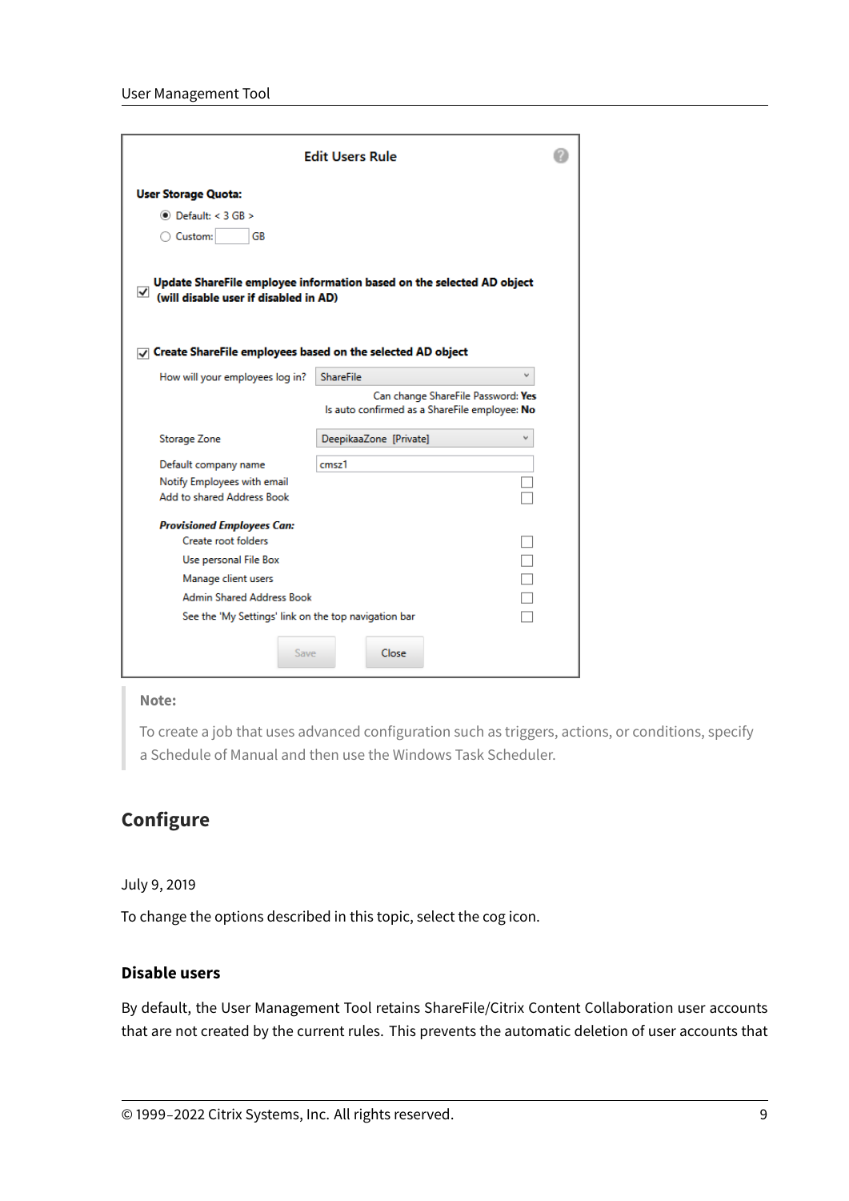Edit Users Rule

**User Storage Quota:**

- (•) Default: < 3 GB >
- ( ) Custom: [ ] GB

[x] **Update ShareFile employee information based on the selected AD object (will disable user if disabled in AD)**

[x] **Create ShareFile employees based on the selected AD object**

How will your employees log in? ShareFile

Can change ShareFile Password: **Yes**

Is auto confirmed as a ShareFile employee: **No**

Storage Zone: DeepikaaZone [Private]

Default company name: cmsz1

Notify Employees with email [ ]

Add to shared Address Book [ ]

***Provisioned Employees Can:***

- Create root folders [ ]
- Use personal File Box [ ]
- Manage client users [ ]
- Admin Shared Address Book [ ]
- See the 'My Settings' link on the top navigation bar [ ]

Save | Close

> **Note:**
>
> To create a job that uses advanced configuration such as triggers, actions, or conditions, specify a Schedule of Manual and then use the Windows Task Scheduler.

## Configure

July 9, 2019

To change the options described in this topic, select the cog icon.

### Disable users

By default, the User Management Tool retains ShareFile/Citrix Content Collaboration user accounts that are not created by the current rules. This prevents the automatic deletion of user accounts that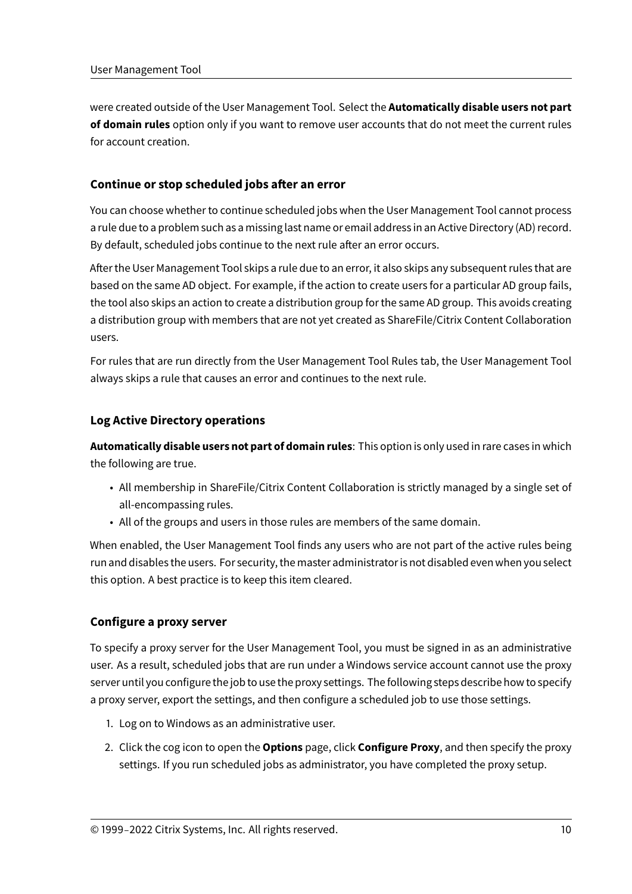were created outside of the User Management Tool. Select the **Automatically disable users not part of domain rules** option only if you want to remove user accounts that do not meet the current rules for account creation.

### Continue or stop scheduled jobs after an error

You can choose whether to continue scheduled jobs when the User Management Tool cannot process a rule due to a problem such as a missing last name or email address in an Active Directory (AD) record. By default, scheduled jobs continue to the next rule after an error occurs.

After the User Management Tool skips a rule due to an error, it also skips any subsequent rules that are based on the same AD object. For example, if the action to create users for a particular AD group fails, the tool also skips an action to create a distribution group for the same AD group. This avoids creating a distribution group with members that are not yet created as ShareFile/Citrix Content Collaboration users.

For rules that are run directly from the User Management Tool Rules tab, the User Management Tool always skips a rule that causes an error and continues to the next rule.

### Log Active Directory operations

**Automatically disable users not part of domain rules**: This option is only used in rare cases in which the following are true.

- All membership in ShareFile/Citrix Content Collaboration is strictly managed by a single set of all-encompassing rules.
- All of the groups and users in those rules are members of the same domain.

When enabled, the User Management Tool finds any users who are not part of the active rules being run and disables the users. For security, the master administrator is not disabled even when you select this option. A best practice is to keep this item cleared.

### Configure a proxy server

To specify a proxy server for the User Management Tool, you must be signed in as an administrative user. As a result, scheduled jobs that are run under a Windows service account cannot use the proxy server until you configure the job to use the proxy settings. The following steps describe how to specify a proxy server, export the settings, and then configure a scheduled job to use those settings.

1. Log on to Windows as an administrative user.
2. Click the cog icon to open the **Options** page, click **Configure Proxy**, and then specify the proxy settings. If you run scheduled jobs as administrator, you have completed the proxy setup.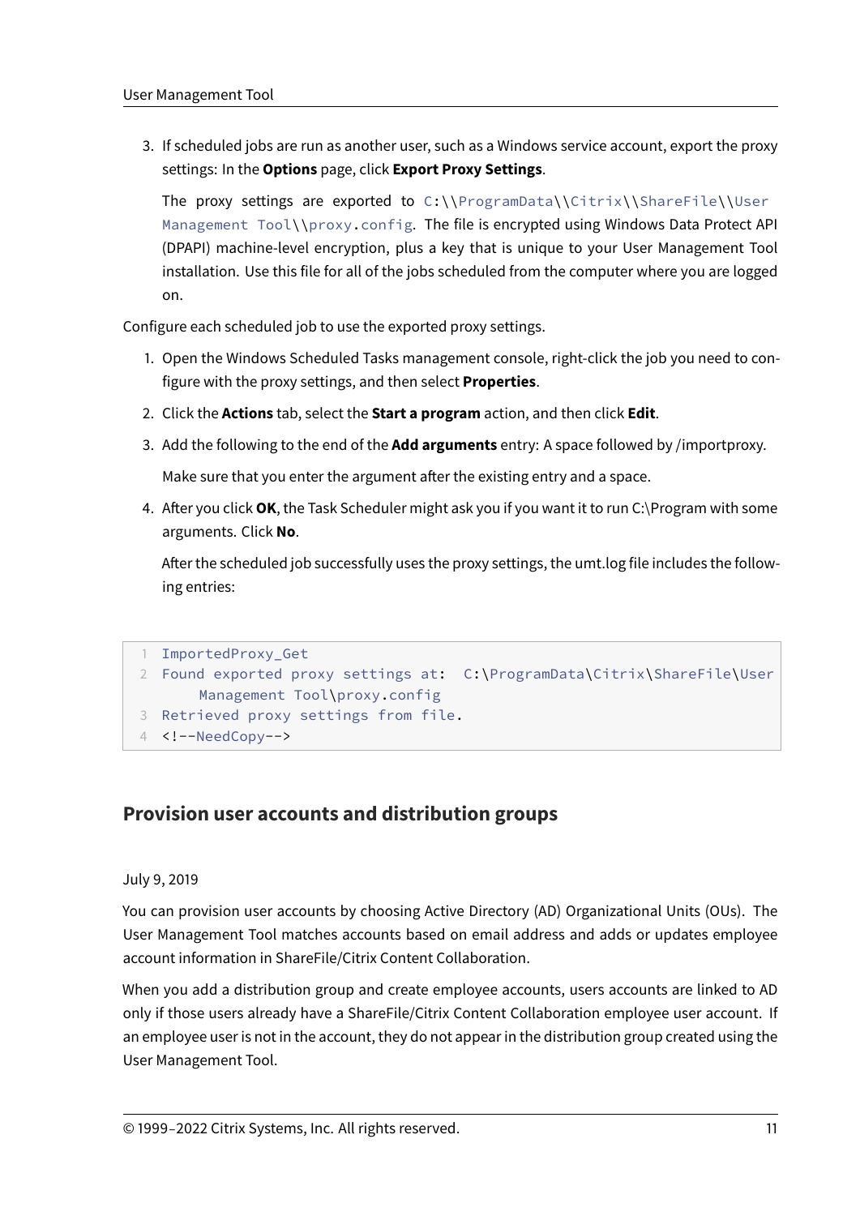3. If scheduled jobs are run as another user, such as a Windows service account, export the proxy settings: In the **Options** page, click **Export Proxy Settings**.

   The proxy settings are exported to `C:\\ProgramData\\Citrix\\ShareFile\\User Management Tool\\proxy.config`. The file is encrypted using Windows Data Protect API (DPAPI) machine-level encryption, plus a key that is unique to your User Management Tool installation. Use this file for all of the jobs scheduled from the computer where you are logged on.

Configure each scheduled job to use the exported proxy settings.

1. Open the Windows Scheduled Tasks management console, right-click the job you need to configure with the proxy settings, and then select **Properties**.
2. Click the **Actions** tab, select the **Start a program** action, and then click **Edit**.
3. Add the following to the end of the **Add arguments** entry: A space followed by /importproxy.

   Make sure that you enter the argument after the existing entry and a space.

4. After you click **OK**, the Task Scheduler might ask you if you want it to run C:\Program with some arguments. Click **No**.

   After the scheduled job successfully uses the proxy settings, the umt.log file includes the following entries:

```
ImportedProxy_Get
Found exported proxy settings at:  C:\ProgramData\Citrix\ShareFile\User
    Management Tool\proxy.config
Retrieved proxy settings from file.
<!--NeedCopy-->
```

## Provision user accounts and distribution groups

July 9, 2019

You can provision user accounts by choosing Active Directory (AD) Organizational Units (OUs). The User Management Tool matches accounts based on email address and adds or updates employee account information in ShareFile/Citrix Content Collaboration.

When you add a distribution group and create employee accounts, users accounts are linked to AD only if those users already have a ShareFile/Citrix Content Collaboration employee user account. If an employee user is not in the account, they do not appear in the distribution group created using the User Management Tool.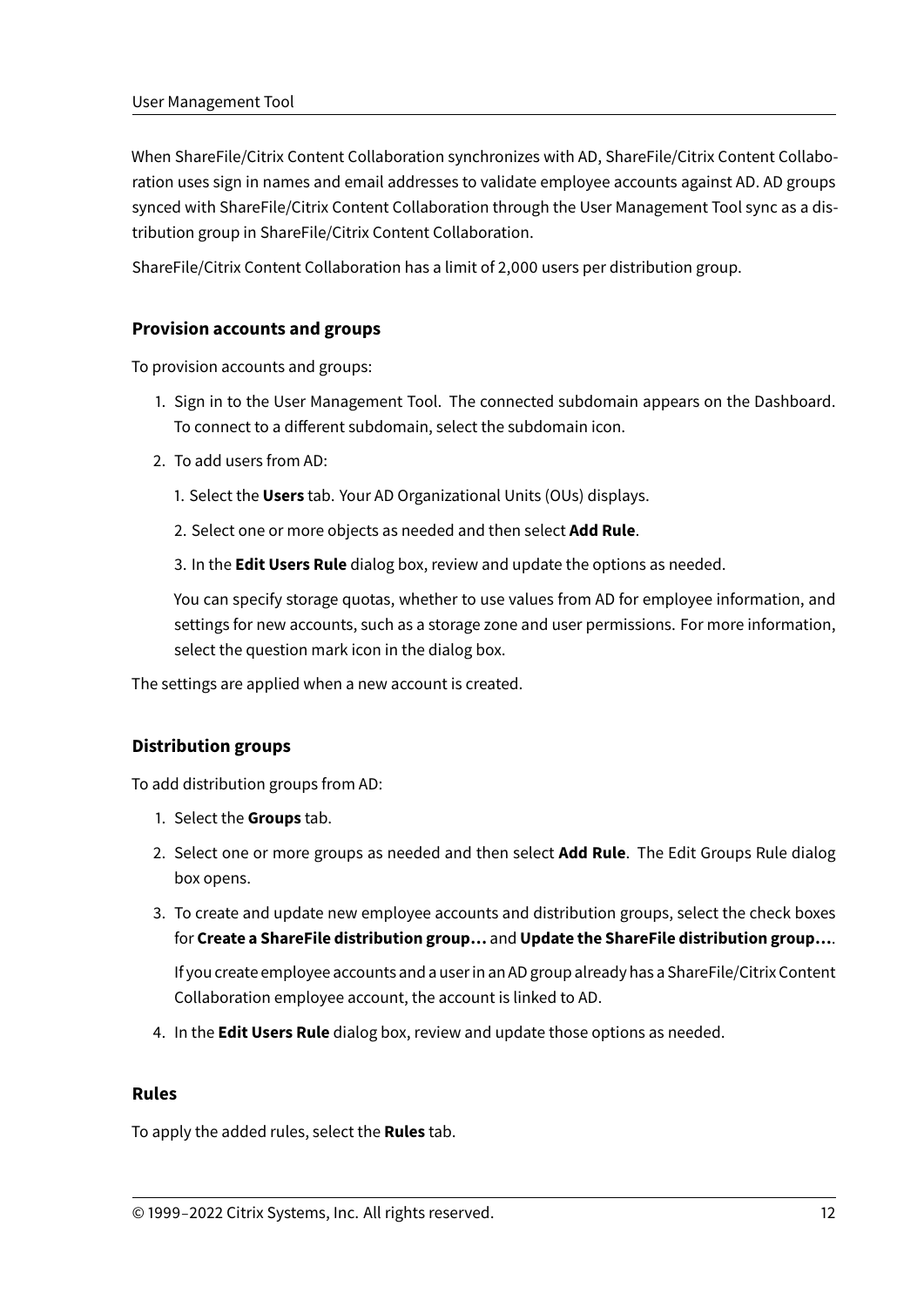When ShareFile/Citrix Content Collaboration synchronizes with AD, ShareFile/Citrix Content Collaboration uses sign in names and email addresses to validate employee accounts against AD. AD groups synced with ShareFile/Citrix Content Collaboration through the User Management Tool sync as a distribution group in ShareFile/Citrix Content Collaboration.

ShareFile/Citrix Content Collaboration has a limit of 2,000 users per distribution group.

### Provision accounts and groups

To provision accounts and groups:

1. Sign in to the User Management Tool. The connected subdomain appears on the Dashboard. To connect to a different subdomain, select the subdomain icon.
2. To add users from AD:

   1. Select the **Users** tab. Your AD Organizational Units (OUs) displays.

   2. Select one or more objects as needed and then select **Add Rule**.

   3. In the **Edit Users Rule** dialog box, review and update the options as needed.

   You can specify storage quotas, whether to use values from AD for employee information, and settings for new accounts, such as a storage zone and user permissions. For more information, select the question mark icon in the dialog box.

The settings are applied when a new account is created.

### Distribution groups

To add distribution groups from AD:

1. Select the **Groups** tab.
2. Select one or more groups as needed and then select **Add Rule**. The Edit Groups Rule dialog box opens.
3. To create and update new employee accounts and distribution groups, select the check boxes for **Create a ShareFile distribution group…** and **Update the ShareFile distribution group…**.

   If you create employee accounts and a user in an AD group already has a ShareFile/Citrix Content Collaboration employee account, the account is linked to AD.
4. In the **Edit Users Rule** dialog box, review and update those options as needed.

### Rules

To apply the added rules, select the **Rules** tab.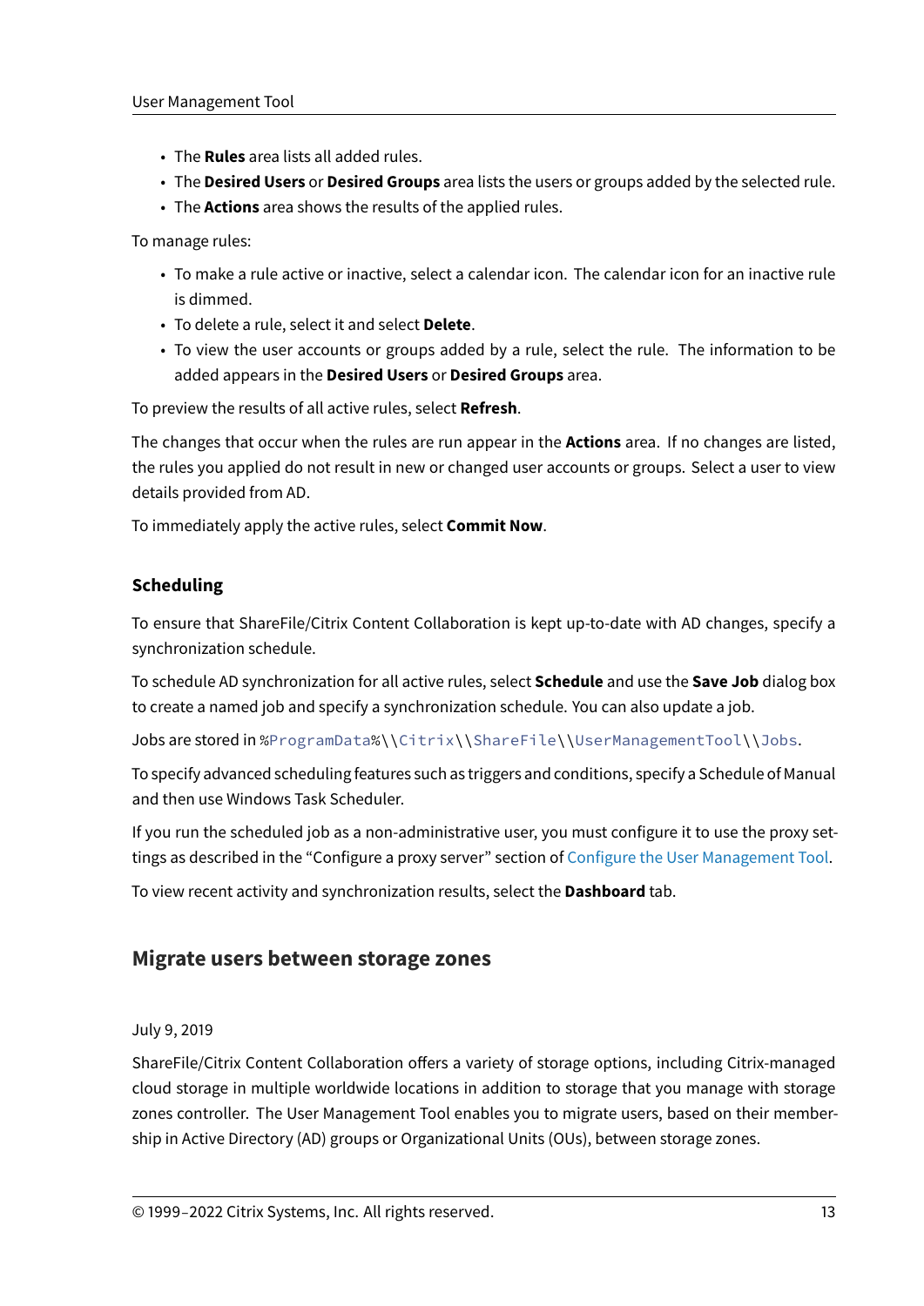- The **Rules** area lists all added rules.
- The **Desired Users** or **Desired Groups** area lists the users or groups added by the selected rule.
- The **Actions** area shows the results of the applied rules.

To manage rules:

- To make a rule active or inactive, select a calendar icon. The calendar icon for an inactive rule is dimmed.
- To delete a rule, select it and select **Delete**.
- To view the user accounts or groups added by a rule, select the rule. The information to be added appears in the **Desired Users** or **Desired Groups** area.

To preview the results of all active rules, select **Refresh**.

The changes that occur when the rules are run appear in the **Actions** area. If no changes are listed, the rules you applied do not result in new or changed user accounts or groups. Select a user to view details provided from AD.

To immediately apply the active rules, select **Commit Now**.

### Scheduling

To ensure that ShareFile/Citrix Content Collaboration is kept up-to-date with AD changes, specify a synchronization schedule.

To schedule AD synchronization for all active rules, select **Schedule** and use the **Save Job** dialog box to create a named job and specify a synchronization schedule. You can also update a job.

Jobs are stored in `%ProgramData%\\Citrix\\ShareFile\\UserManagementTool\\Jobs`.

To specify advanced scheduling features such as triggers and conditions, specify a Schedule of Manual and then use Windows Task Scheduler.

If you run the scheduled job as a non-administrative user, you must configure it to use the proxy settings as described in the "Configure a proxy server" section of Configure the User Management Tool.

To view recent activity and synchronization results, select the **Dashboard** tab.

## Migrate users between storage zones

July 9, 2019

ShareFile/Citrix Content Collaboration offers a variety of storage options, including Citrix-managed cloud storage in multiple worldwide locations in addition to storage that you manage with storage zones controller. The User Management Tool enables you to migrate users, based on their membership in Active Directory (AD) groups or Organizational Units (OUs), between storage zones.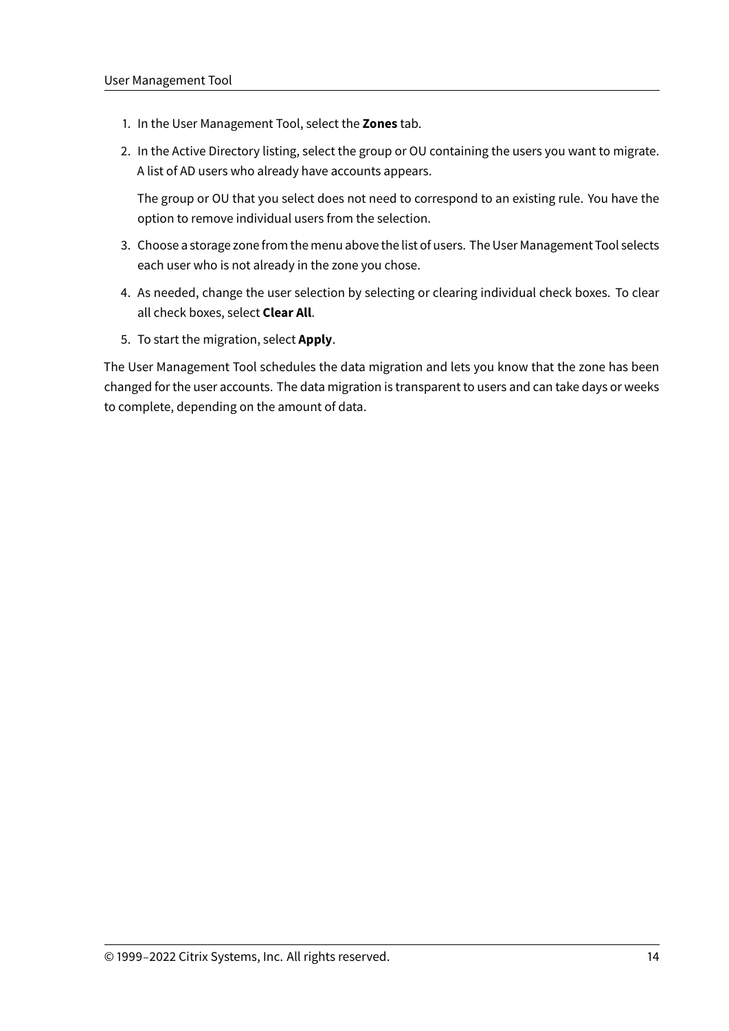1. In the User Management Tool, select the **Zones** tab.
2. In the Active Directory listing, select the group or OU containing the users you want to migrate. A list of AD users who already have accounts appears.

   The group or OU that you select does not need to correspond to an existing rule. You have the option to remove individual users from the selection.
3. Choose a storage zone from the menu above the list of users. The User Management Tool selects each user who is not already in the zone you chose.
4. As needed, change the user selection by selecting or clearing individual check boxes. To clear all check boxes, select **Clear All**.
5. To start the migration, select **Apply**.

The User Management Tool schedules the data migration and lets you know that the zone has been changed for the user accounts. The data migration is transparent to users and can take days or weeks to complete, depending on the amount of data.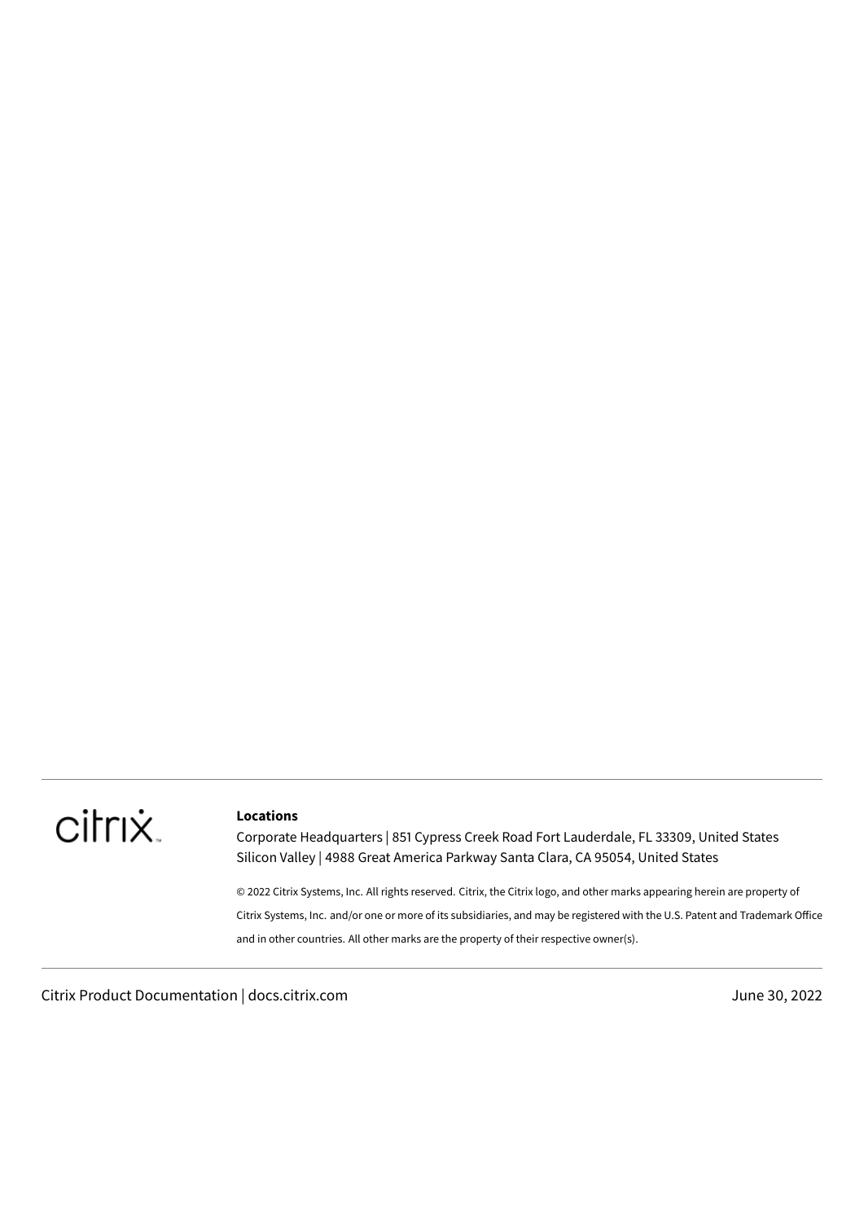**Locations**

Corporate Headquarters | 851 Cypress Creek Road Fort Lauderdale, FL 33309, United States
Silicon Valley | 4988 Great America Parkway Santa Clara, CA 95054, United States

© 2022 Citrix Systems, Inc. All rights reserved. Citrix, the Citrix logo, and other marks appearing herein are property of Citrix Systems, Inc. and/or one or more of its subsidiaries, and may be registered with the U.S. Patent and Trademark Office and in other countries. All other marks are the property of their respective owner(s).